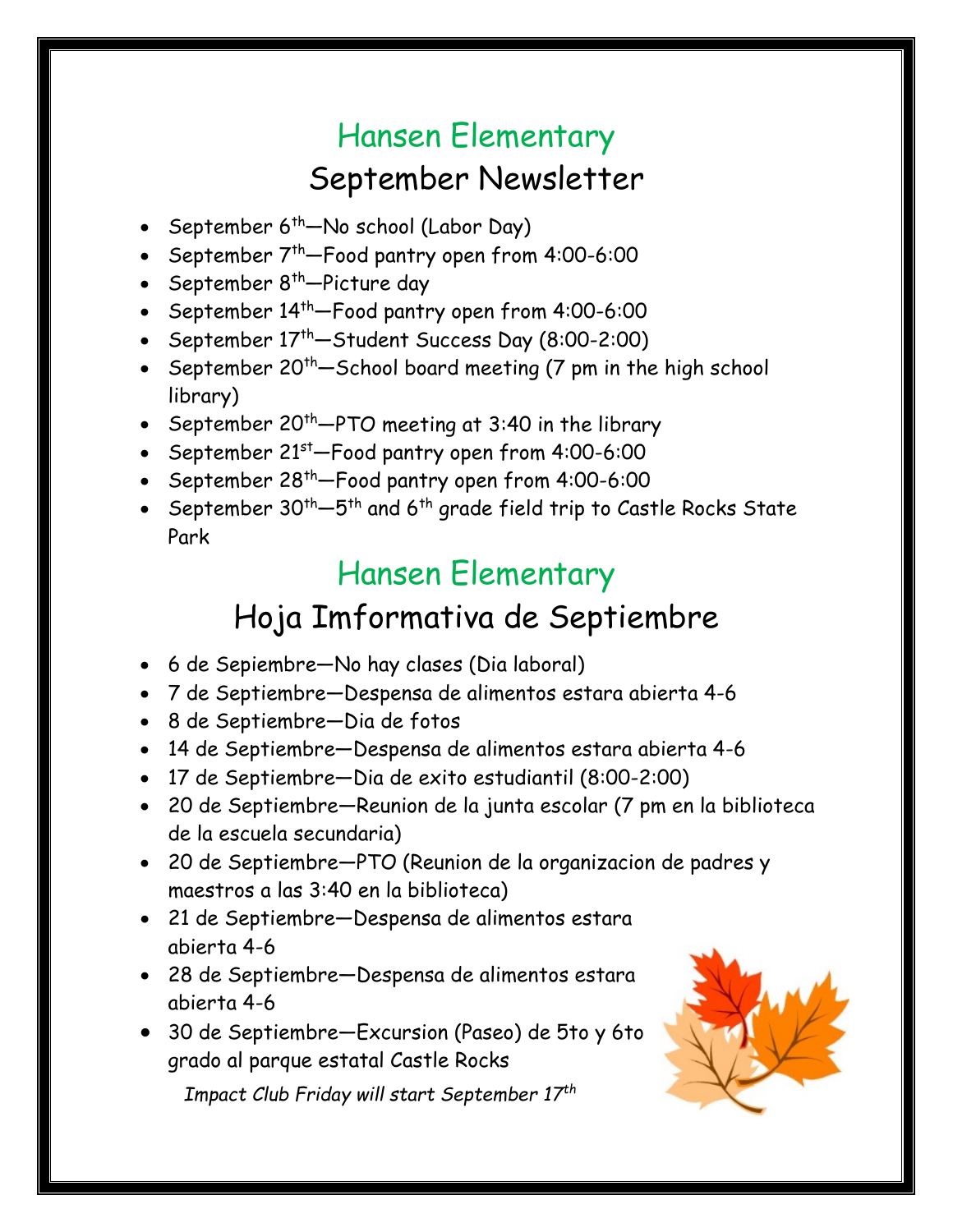# Hansen Elementary

## September Newsletter

- September 6th—No school (Labor Day)
- September 7th—Food pantry open from 4:00-6:00
- September 8th—Picture day
- September 14th—Food pantry open from 4:00-6:00
- September 17th—Student Success Day (8:00-2:00)
- September 20th—School board meeting (7 pm in the high school library)
- September 20th—PTO meeting at 3:40 in the library
- September 21st—Food pantry open from 4:00-6:00
- September 28th—Food pantry open from 4:00-6:00
- September 30th—5th and 6th grade field trip to Castle Rocks State Park

# Hansen Elementary

## Hoja Imformativa de Septiembre

- 6 de Sepiembre—No hay clases (Dia laboral)
- 7 de Septiembre—Despensa de alimentos estara abierta 4-6
- 8 de Septiembre—Dia de fotos
- 14 de Septiembre—Despensa de alimentos estara abierta 4-6
- 17 de Septiembre—Dia de exito estudiantil (8:00-2:00)
- 20 de Septiembre—Reunion de la junta escolar (7 pm en la biblioteca de la escuela secundaria)
- 20 de Septiembre—PTO (Reunion de la organizacion de padres y maestros a las 3:40 en la biblioteca)
- 21 de Septiembre—Despensa de alimentos estara abierta 4-6
- 28 de Septiembre—Despensa de alimentos estara abierta 4-6
- 30 de Septiembre—Excursion (Paseo) de 5to y 6to grado al parque estatal Castle Rocks

*Impact Club Friday will start September 17th*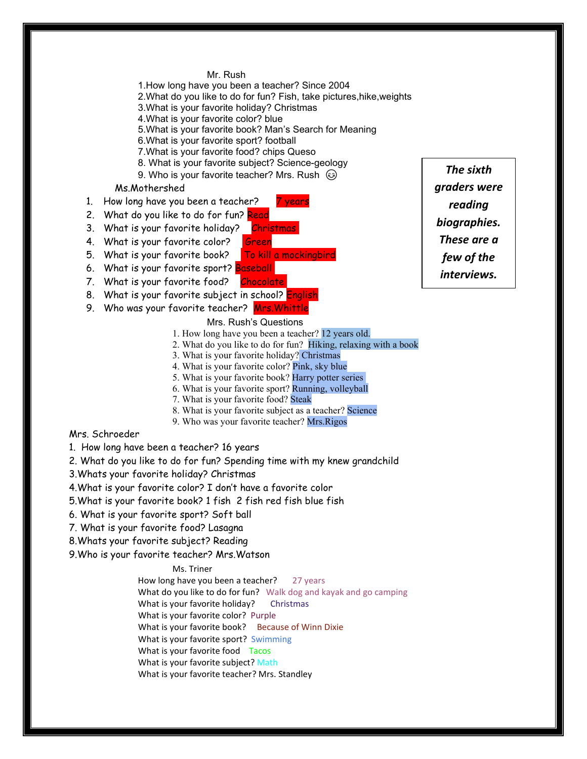*The sixth graders were reading biographies. These are a few of the interviews.*

Mr. Rush

1.How long have you been a teacher? Since 2004
2.What do you like to do for fun? Fish, take pictures,hike,weights
3.What is your favorite holiday? Christmas
4.What is your favorite color? blue
5.What is your favorite book? Man's Search for Meaning
6.What is your favorite sport? football
7.What is your favorite food? chips Queso
8. What is your favorite subject? Science-geology
9. Who is your favorite teacher? Mrs. Rush ☺

Ms.Mothershed

1. How long have you been a teacher? 7 years
2. What do you like to do for fun? Read
3. What is your favorite holiday? Christmas
4. What is your favorite color? Green
5. What is your favorite book? To kill a mockingbird
6. What is your favorite sport? Baseball
7. What is your favorite food? Chocolate
8. What is your favorite subject in school? English
9. Who was your favorite teacher? Mrs.Whittle

Mrs. Rush's Questions

1. How long have you been a teacher? 12 years old.
2. What do you like to do for fun? Hiking, relaxing with a book
3. What is your favorite holiday? Christmas
4. What is your favorite color? Pink, sky blue
5. What is your favorite book? Harry potter series
6. What is your favorite sport? Running, volleyball
7. What is your favorite food? Steak
8. What is your favorite subject as a teacher? Science
9. Who was your favorite teacher? Mrs.Rigos

Mrs. Schroeder

1. How long have been a teacher? 16 years
2. What do you like to do for fun? Spending time with my knew grandchild
3.Whats your favorite holiday? Christmas
4.What is your favorite color? I don't have a favorite color
5.What is your favorite book? 1 fish 2 fish red fish blue fish
6. What is your favorite sport? Soft ball
7. What is your favorite food? Lasagna
8.Whats your favorite subject? Reading
9.Who is your favorite teacher? Mrs.Watson

Ms. Triner

How long have you been a teacher? 27 years
What do you like to do for fun? Walk dog and kayak and go camping
What is your favorite holiday? Christmas
What is your favorite color? Purple
What is your favorite book? Because of Winn Dixie
What is your favorite sport? Swimming
What is your favorite food Tacos
What is your favorite subject? Math
What is your favorite teacher? Mrs. Standley